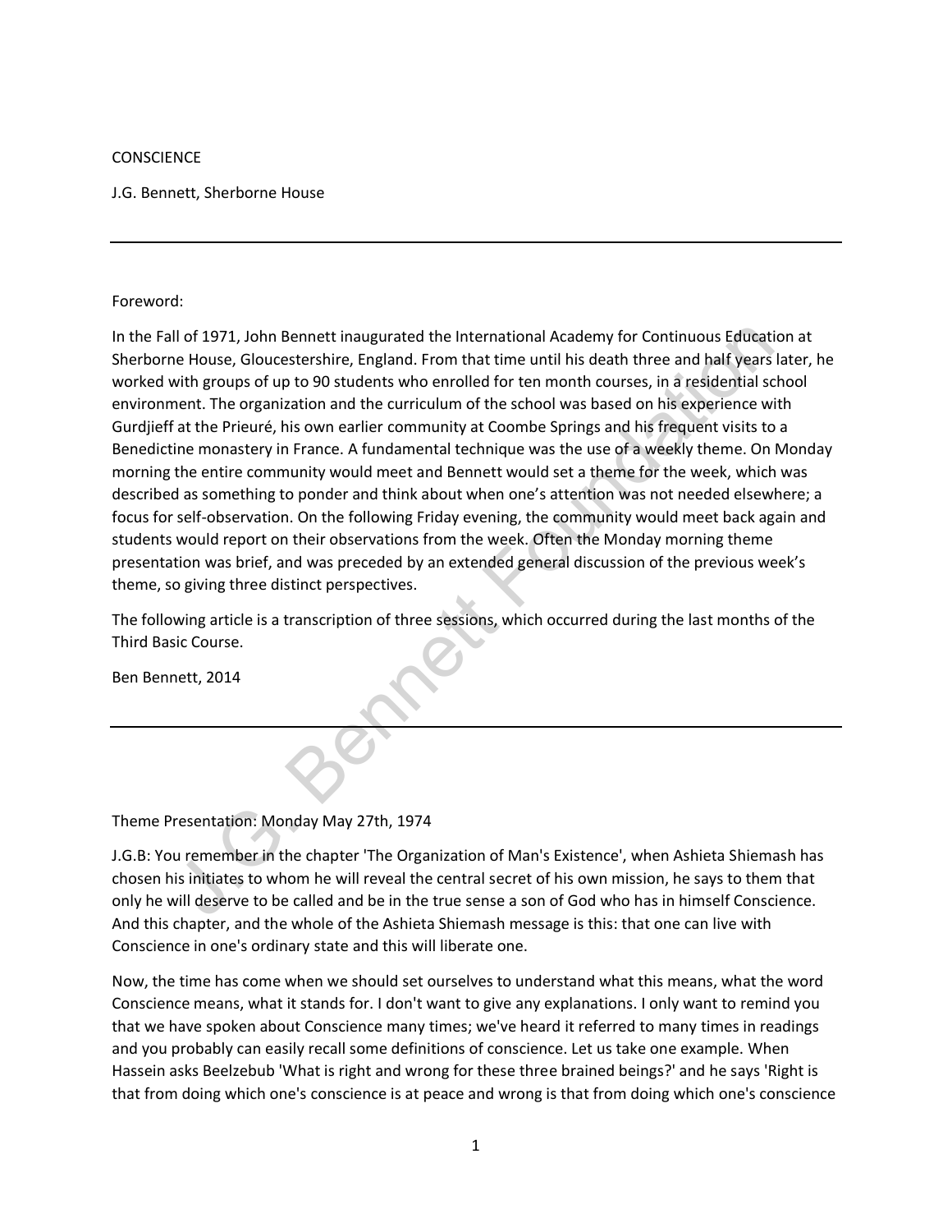CONSCIENCE

J.G. Bennett, Sherborne House

---

Foreword:

In the Fall of 1971, John Bennett inaugurated the International Academy for Continuous Education at Sherborne House, Gloucestershire, England. From that time until his death three and half years later, he worked with groups of up to 90 students who enrolled for ten month courses, in a residential school environment. The organization and the curriculum of the school was based on his experience with Gurdjieff at the Prieuré, his own earlier community at Coombe Springs and his frequent visits to a Benedictine monastery in France. A fundamental technique was the use of a weekly theme. On Monday morning the entire community would meet and Bennett would set a theme for the week, which was described as something to ponder and think about when one's attention was not needed elsewhere; a focus for self-observation. On the following Friday evening, the community would meet back again and students would report on their observations from the week. Often the Monday morning theme presentation was brief, and was preceded by an extended general discussion of the previous week's theme, so giving three distinct perspectives.

The following article is a transcription of three sessions, which occurred during the last months of the Third Basic Course.

Ben Bennett, 2014

---

Theme Presentation: Monday May 27th, 1974

J.G.B: You remember in the chapter 'The Organization of Man's Existence', when Ashieta Shiemash has chosen his initiates to whom he will reveal the central secret of his own mission, he says to them that only he will deserve to be called and be in the true sense a son of God who has in himself Conscience. And this chapter, and the whole of the Ashieta Shiemash message is this: that one can live with Conscience in one's ordinary state and this will liberate one.

Now, the time has come when we should set ourselves to understand what this means, what the word Conscience means, what it stands for. I don't want to give any explanations. I only want to remind you that we have spoken about Conscience many times; we've heard it referred to many times in readings and you probably can easily recall some definitions of conscience. Let us take one example. When Hassein asks Beelzebub 'What is right and wrong for these three brained beings?' and he says 'Right is that from doing which one's conscience is at peace and wrong is that from doing which one's conscience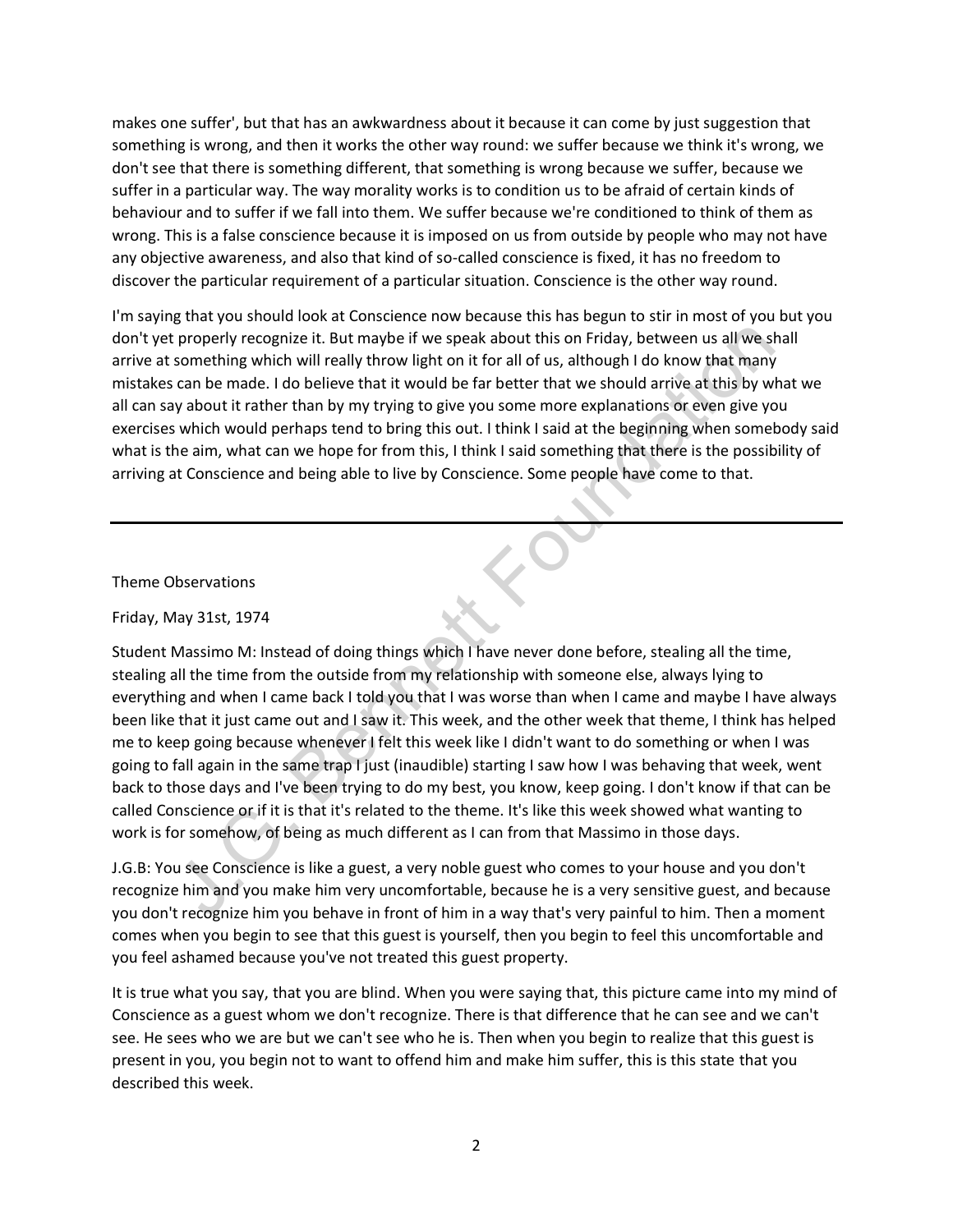makes one suffer', but that has an awkwardness about it because it can come by just suggestion that something is wrong, and then it works the other way round: we suffer because we think it's wrong, we don't see that there is something different, that something is wrong because we suffer, because we suffer in a particular way. The way morality works is to condition us to be afraid of certain kinds of behaviour and to suffer if we fall into them. We suffer because we're conditioned to think of them as wrong. This is a false conscience because it is imposed on us from outside by people who may not have any objective awareness, and also that kind of so-called conscience is fixed, it has no freedom to discover the particular requirement of a particular situation. Conscience is the other way round.

I'm saying that you should look at Conscience now because this has begun to stir in most of you but you don't yet properly recognize it. But maybe if we speak about this on Friday, between us all we shall arrive at something which will really throw light on it for all of us, although I do know that many mistakes can be made. I do believe that it would be far better that we should arrive at this by what we all can say about it rather than by my trying to give you some more explanations or even give you exercises which would perhaps tend to bring this out. I think I said at the beginning when somebody said what is the aim, what can we hope for from this, I think I said something that there is the possibility of arriving at Conscience and being able to live by Conscience. Some people have come to that.

---

Theme Observations

Friday, May 31st, 1974

Student Massimo M: Instead of doing things which I have never done before, stealing all the time, stealing all the time from the outside from my relationship with someone else, always lying to everything and when I came back I told you that I was worse than when I came and maybe I have always been like that it just came out and I saw it. This week, and the other week that theme, I think has helped me to keep going because whenever I felt this week like I didn't want to do something or when I was going to fall again in the same trap I just (inaudible) starting I saw how I was behaving that week, went back to those days and I've been trying to do my best, you know, keep going. I don't know if that can be called Conscience or if it is that it's related to the theme. It's like this week showed what wanting to work is for somehow, of being as much different as I can from that Massimo in those days.

J.G.B: You see Conscience is like a guest, a very noble guest who comes to your house and you don't recognize him and you make him very uncomfortable, because he is a very sensitive guest, and because you don't recognize him you behave in front of him in a way that's very painful to him. Then a moment comes when you begin to see that this guest is yourself, then you begin to feel this uncomfortable and you feel ashamed because you've not treated this guest property.

It is true what you say, that you are blind. When you were saying that, this picture came into my mind of Conscience as a guest whom we don't recognize. There is that difference that he can see and we can't see. He sees who we are but we can't see who he is. Then when you begin to realize that this guest is present in you, you begin not to want to offend him and make him suffer, this is this state that you described this week.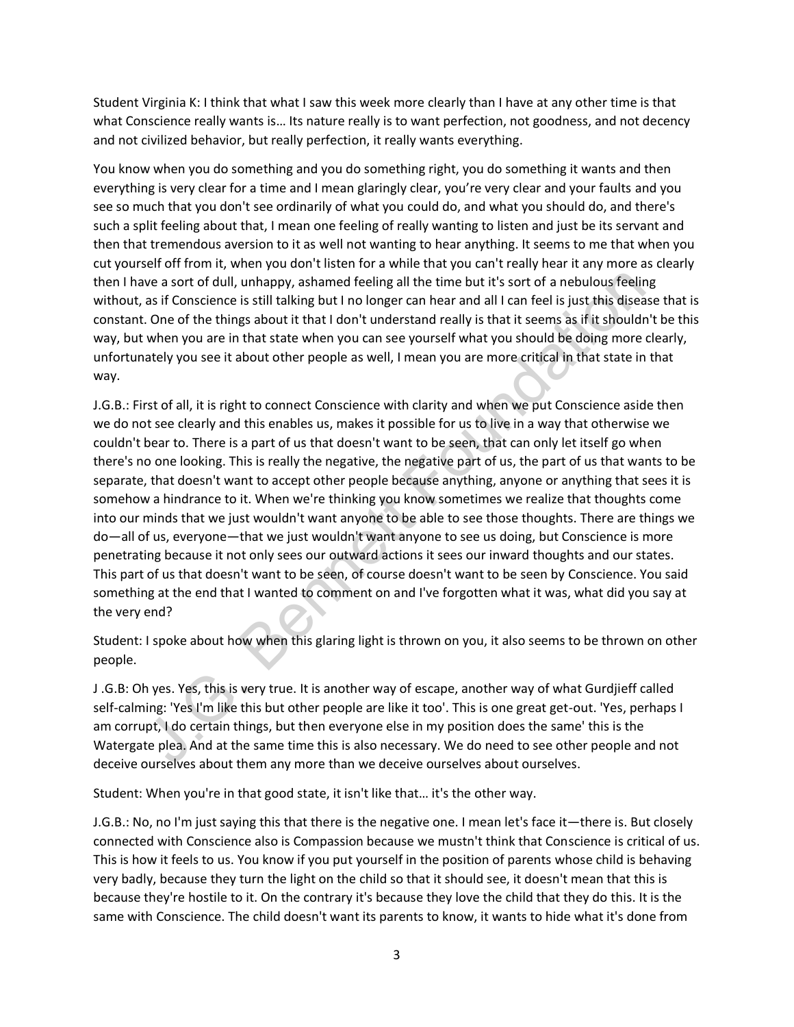Student Virginia K: I think that what I saw this week more clearly than I have at any other time is that what Conscience really wants is… Its nature really is to want perfection, not goodness, and not decency and not civilized behavior, but really perfection, it really wants everything.

You know when you do something and you do something right, you do something it wants and then everything is very clear for a time and I mean glaringly clear, you're very clear and your faults and you see so much that you don't see ordinarily of what you could do, and what you should do, and there's such a split feeling about that, I mean one feeling of really wanting to listen and just be its servant and then that tremendous aversion to it as well not wanting to hear anything. It seems to me that when you cut yourself off from it, when you don't listen for a while that you can't really hear it any more as clearly then I have a sort of dull, unhappy, ashamed feeling all the time but it's sort of a nebulous feeling without, as if Conscience is still talking but I no longer can hear and all I can feel is just this disease that is constant. One of the things about it that I don't understand really is that it seems as if it shouldn't be this way, but when you are in that state when you can see yourself what you should be doing more clearly, unfortunately you see it about other people as well, I mean you are more critical in that state in that way.

J.G.B.: First of all, it is right to connect Conscience with clarity and when we put Conscience aside then we do not see clearly and this enables us, makes it possible for us to live in a way that otherwise we couldn't bear to. There is a part of us that doesn't want to be seen, that can only let itself go when there's no one looking. This is really the negative, the negative part of us, the part of us that wants to be separate, that doesn't want to accept other people because anything, anyone or anything that sees it is somehow a hindrance to it. When we're thinking you know sometimes we realize that thoughts come into our minds that we just wouldn't want anyone to be able to see those thoughts. There are things we do—all of us, everyone—that we just wouldn't want anyone to see us doing, but Conscience is more penetrating because it not only sees our outward actions it sees our inward thoughts and our states. This part of us that doesn't want to be seen, of course doesn't want to be seen by Conscience. You said something at the end that I wanted to comment on and I've forgotten what it was, what did you say at the very end?

Student: I spoke about how when this glaring light is thrown on you, it also seems to be thrown on other people.

J .G.B: Oh yes. Yes, this is very true. It is another way of escape, another way of what Gurdjieff called self-calming: 'Yes I'm like this but other people are like it too'. This is one great get-out. 'Yes, perhaps I am corrupt, I do certain things, but then everyone else in my position does the same' this is the Watergate plea. And at the same time this is also necessary. We do need to see other people and not deceive ourselves about them any more than we deceive ourselves about ourselves.

Student: When you're in that good state, it isn't like that… it's the other way.

J.G.B.: No, no I'm just saying this that there is the negative one. I mean let's face it—there is. But closely connected with Conscience also is Compassion because we mustn't think that Conscience is critical of us. This is how it feels to us. You know if you put yourself in the position of parents whose child is behaving very badly, because they turn the light on the child so that it should see, it doesn't mean that this is because they're hostile to it. On the contrary it's because they love the child that they do this. It is the same with Conscience. The child doesn't want its parents to know, it wants to hide what it's done from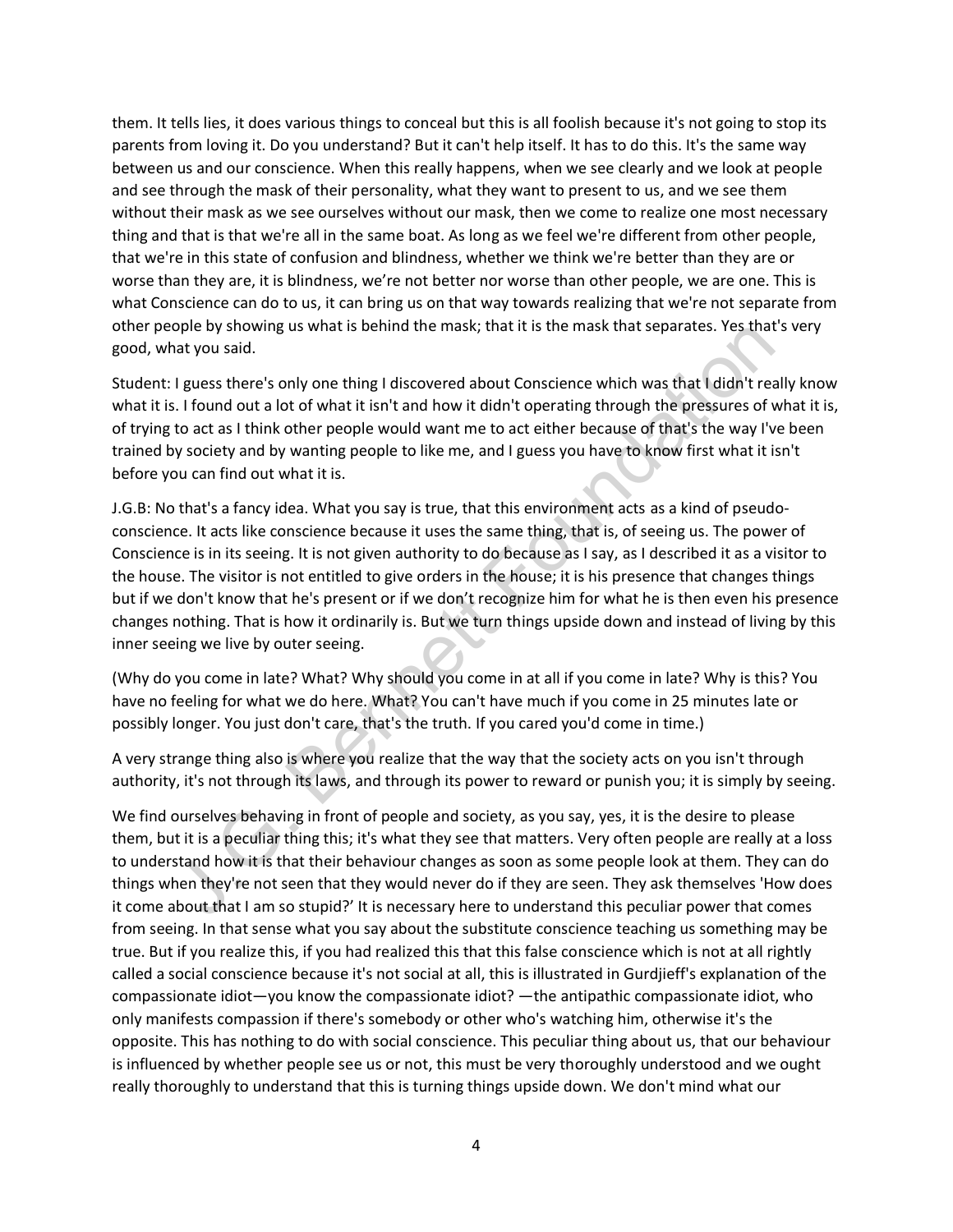them. It tells lies, it does various things to conceal but this is all foolish because it's not going to stop its parents from loving it. Do you understand? But it can't help itself. It has to do this. It's the same way between us and our conscience. When this really happens, when we see clearly and we look at people and see through the mask of their personality, what they want to present to us, and we see them without their mask as we see ourselves without our mask, then we come to realize one most necessary thing and that is that we're all in the same boat. As long as we feel we're different from other people, that we're in this state of confusion and blindness, whether we think we're better than they are or worse than they are, it is blindness, we're not better nor worse than other people, we are one. This is what Conscience can do to us, it can bring us on that way towards realizing that we're not separate from other people by showing us what is behind the mask; that it is the mask that separates. Yes that's very good, what you said.

Student: I guess there's only one thing I discovered about Conscience which was that I didn't really know what it is. I found out a lot of what it isn't and how it didn't operating through the pressures of what it is, of trying to act as I think other people would want me to act either because of that's the way I've been trained by society and by wanting people to like me, and I guess you have to know first what it isn't before you can find out what it is.

J.G.B: No that's a fancy idea. What you say is true, that this environment acts as a kind of pseudo-conscience. It acts like conscience because it uses the same thing, that is, of seeing us. The power of Conscience is in its seeing. It is not given authority to do because as I say, as I described it as a visitor to the house. The visitor is not entitled to give orders in the house; it is his presence that changes things but if we don't know that he's present or if we don't recognize him for what he is then even his presence changes nothing. That is how it ordinarily is. But we turn things upside down and instead of living by this inner seeing we live by outer seeing.

(Why do you come in late? What? Why should you come in at all if you come in late? Why is this? You have no feeling for what we do here. What? You can't have much if you come in 25 minutes late or possibly longer. You just don't care, that's the truth. If you cared you'd come in time.)

A very strange thing also is where you realize that the way that the society acts on you isn't through authority, it's not through its laws, and through its power to reward or punish you; it is simply by seeing.

We find ourselves behaving in front of people and society, as you say, yes, it is the desire to please them, but it is a peculiar thing this; it's what they see that matters. Very often people are really at a loss to understand how it is that their behaviour changes as soon as some people look at them. They can do things when they're not seen that they would never do if they are seen. They ask themselves 'How does it come about that I am so stupid?' It is necessary here to understand this peculiar power that comes from seeing. In that sense what you say about the substitute conscience teaching us something may be true. But if you realize this, if you had realized this that this false conscience which is not at all rightly called a social conscience because it's not social at all, this is illustrated in Gurdjieff's explanation of the compassionate idiot—you know the compassionate idiot? —the antipathic compassionate idiot, who only manifests compassion if there's somebody or other who's watching him, otherwise it's the opposite. This has nothing to do with social conscience. This peculiar thing about us, that our behaviour is influenced by whether people see us or not, this must be very thoroughly understood and we ought really thoroughly to understand that this is turning things upside down. We don't mind what our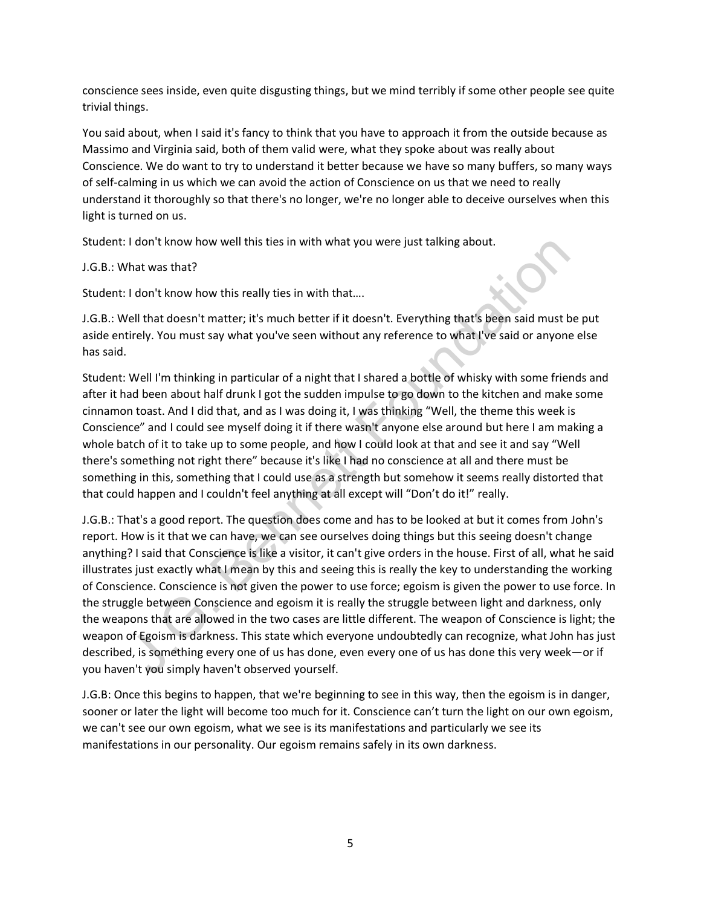conscience sees inside, even quite disgusting things, but we mind terribly if some other people see quite trivial things.

You said about, when I said it's fancy to think that you have to approach it from the outside because as Massimo and Virginia said, both of them valid were, what they spoke about was really about Conscience. We do want to try to understand it better because we have so many buffers, so many ways of self-calming in us which we can avoid the action of Conscience on us that we need to really understand it thoroughly so that there's no longer, we're no longer able to deceive ourselves when this light is turned on us.

Student: I don't know how well this ties in with what you were just talking about.

J.G.B.: What was that?

Student: I don't know how this really ties in with that….

J.G.B.: Well that doesn't matter; it's much better if it doesn't. Everything that's been said must be put aside entirely. You must say what you've seen without any reference to what I've said or anyone else has said.

Student: Well I'm thinking in particular of a night that I shared a bottle of whisky with some friends and after it had been about half drunk I got the sudden impulse to go down to the kitchen and make some cinnamon toast. And I did that, and as I was doing it, I was thinking "Well, the theme this week is Conscience" and I could see myself doing it if there wasn't anyone else around but here I am making a whole batch of it to take up to some people, and how I could look at that and see it and say "Well there's something not right there" because it's like I had no conscience at all and there must be something in this, something that I could use as a strength but somehow it seems really distorted that that could happen and I couldn't feel anything at all except will "Don't do it!" really.

J.G.B.: That's a good report. The question does come and has to be looked at but it comes from John's report. How is it that we can have, we can see ourselves doing things but this seeing doesn't change anything? I said that Conscience is like a visitor, it can't give orders in the house. First of all, what he said illustrates just exactly what I mean by this and seeing this is really the key to understanding the working of Conscience. Conscience is not given the power to use force; egoism is given the power to use force. In the struggle between Conscience and egoism it is really the struggle between light and darkness, only the weapons that are allowed in the two cases are little different. The weapon of Conscience is light; the weapon of Egoism is darkness. This state which everyone undoubtedly can recognize, what John has just described, is something every one of us has done, even every one of us has done this very week—or if you haven't you simply haven't observed yourself.

J.G.B: Once this begins to happen, that we're beginning to see in this way, then the egoism is in danger, sooner or later the light will become too much for it. Conscience can't turn the light on our own egoism, we can't see our own egoism, what we see is its manifestations and particularly we see its manifestations in our personality. Our egoism remains safely in its own darkness.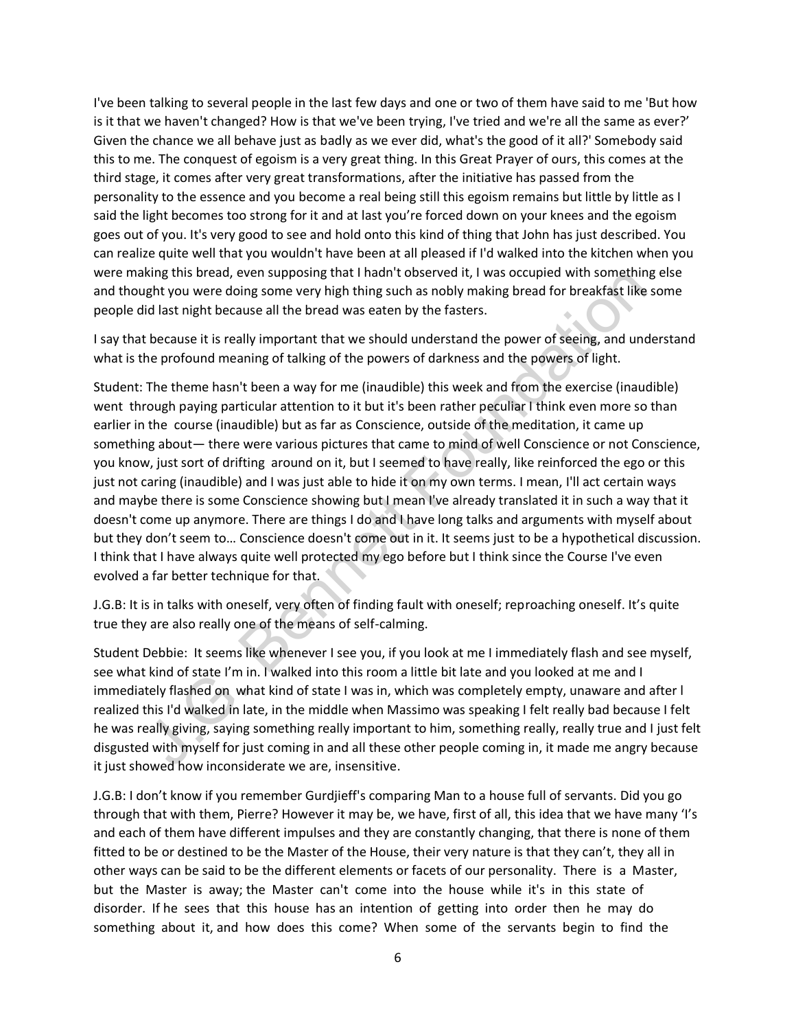I've been talking to several people in the last few days and one or two of them have said to me 'But how is it that we haven't changed? How is that we've been trying, I've tried and we're all the same as ever?' Given the chance we all behave just as badly as we ever did, what's the good of it all?' Somebody said this to me. The conquest of egoism is a very great thing. In this Great Prayer of ours, this comes at the third stage, it comes after very great transformations, after the initiative has passed from the personality to the essence and you become a real being still this egoism remains but little by little as I said the light becomes too strong for it and at last you're forced down on your knees and the egoism goes out of you. It's very good to see and hold onto this kind of thing that John has just described. You can realize quite well that you wouldn't have been at all pleased if I'd walked into the kitchen when you were making this bread, even supposing that I hadn't observed it, I was occupied with something else and thought you were doing some very high thing such as nobly making bread for breakfast like some people did last night because all the bread was eaten by the fasters.

I say that because it is really important that we should understand the power of seeing, and understand what is the profound meaning of talking of the powers of darkness and the powers of light.

Student: The theme hasn't been a way for me (inaudible) this week and from the exercise (inaudible) went through paying particular attention to it but it's been rather peculiar I think even more so than earlier in the course (inaudible) but as far as Conscience, outside of the meditation, it came up something about— there were various pictures that came to mind of well Conscience or not Conscience, you know, just sort of drifting around on it, but I seemed to have really, like reinforced the ego or this just not caring (inaudible) and I was just able to hide it on my own terms. I mean, I'll act certain ways and maybe there is some Conscience showing but I mean I've already translated it in such a way that it doesn't come up anymore. There are things I do and I have long talks and arguments with myself about but they don't seem to… Conscience doesn't come out in it. It seems just to be a hypothetical discussion. I think that I have always quite well protected my ego before but I think since the Course I've even evolved a far better technique for that.

J.G.B: It is in talks with oneself, very often of finding fault with oneself; reproaching oneself. It's quite true they are also really one of the means of self-calming.

Student Debbie: It seems like whenever I see you, if you look at me I immediately flash and see myself, see what kind of state I'm in. I walked into this room a little bit late and you looked at me and I immediately flashed on what kind of state I was in, which was completely empty, unaware and after I realized this I'd walked in late, in the middle when Massimo was speaking I felt really bad because I felt he was really giving, saying something really important to him, something really, really true and I just felt disgusted with myself for just coming in and all these other people coming in, it made me angry because it just showed how inconsiderate we are, insensitive.

J.G.B: I don't know if you remember Gurdjieff's comparing Man to a house full of servants. Did you go through that with them, Pierre? However it may be, we have, first of all, this idea that we have many 'I's and each of them have different impulses and they are constantly changing, that there is none of them fitted to be or destined to be the Master of the House, their very nature is that they can't, they all in other ways can be said to be the different elements or facets of our personality. There is a Master, but the Master is away; the Master can't come into the house while it's in this state of disorder. If he sees that this house has an intention of getting into order then he may do something about it, and how does this come? When some of the servants begin to find the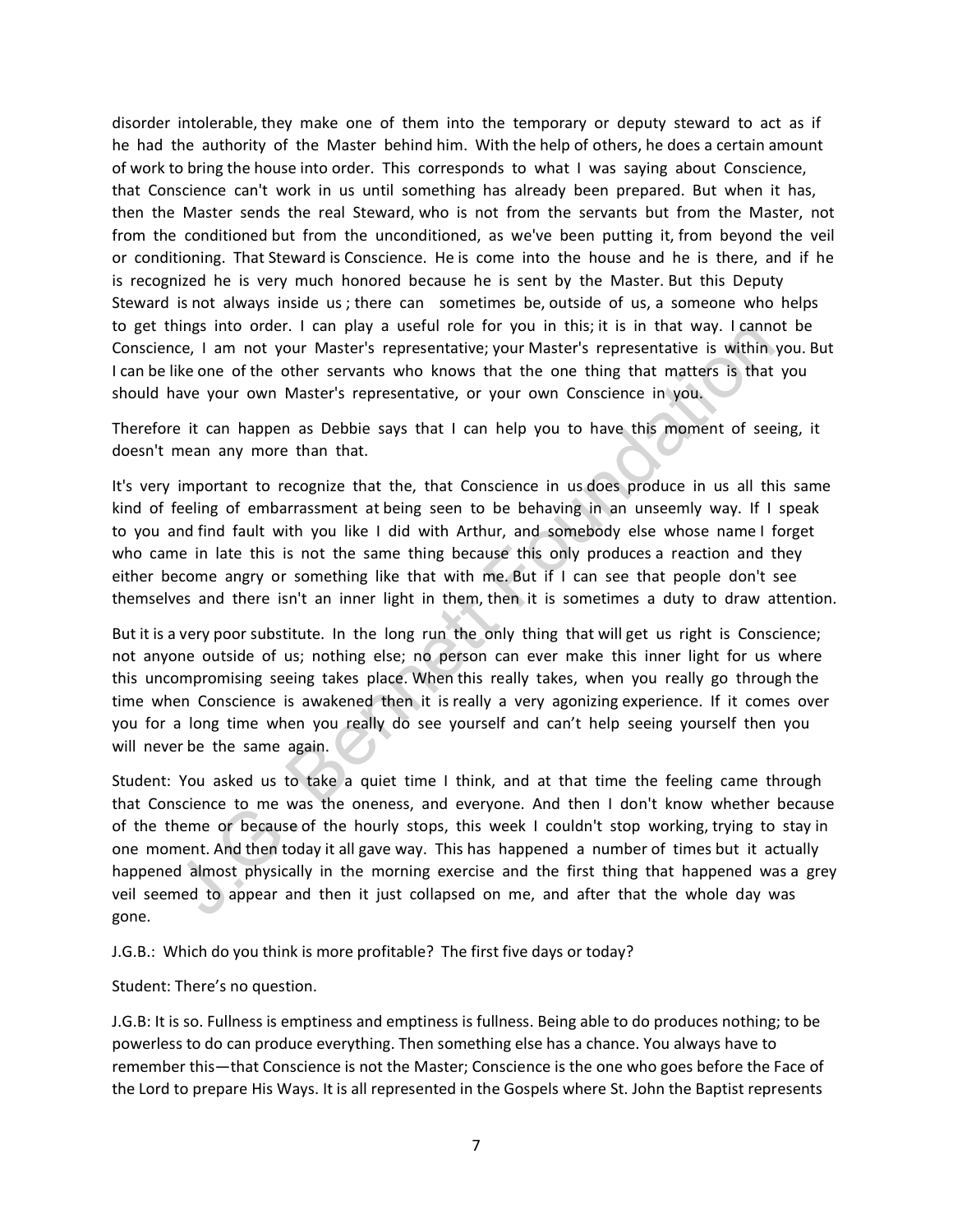disorder intolerable, they make one of them into the temporary or deputy steward to act as if he had the authority of the Master behind him. With the help of others, he does a certain amount of work to bring the house into order. This corresponds to what I was saying about Conscience, that Conscience can't work in us until something has already been prepared. But when it has, then the Master sends the real Steward, who is not from the servants but from the Master, not from the conditioned but from the unconditioned, as we've been putting it, from beyond the veil or conditioning. That Steward is Conscience. He is come into the house and he is there, and if he is recognized he is very much honored because he is sent by the Master. But this Deputy Steward is not always inside us ; there can sometimes be, outside of us, a someone who helps to get things into order. I can play a useful role for you in this; it is in that way. I cannot be Conscience, I am not your Master's representative; your Master's representative is within you. But I can be like one of the other servants who knows that the one thing that matters is that you should have your own Master's representative, or your own Conscience in you.

Therefore it can happen as Debbie says that I can help you to have this moment of seeing, it doesn't mean any more than that.

It's very important to recognize that the, that Conscience in us does produce in us all this same kind of feeling of embarrassment at being seen to be behaving in an unseemly way. If I speak to you and find fault with you like I did with Arthur, and somebody else whose name I forget who came in late this is not the same thing because this only produces a reaction and they either become angry or something like that with me. But if I can see that people don't see themselves and there isn't an inner light in them, then it is sometimes a duty to draw attention.

But it is a very poor substitute. In the long run the only thing that will get us right is Conscience; not anyone outside of us; nothing else; no person can ever make this inner light for us where this uncompromising seeing takes place. When this really takes, when you really go through the time when Conscience is awakened then it is really a very agonizing experience. If it comes over you for a long time when you really do see yourself and can't help seeing yourself then you will never be the same again.

Student: You asked us to take a quiet time I think, and at that time the feeling came through that Conscience to me was the oneness, and everyone. And then I don't know whether because of the theme or because of the hourly stops, this week I couldn't stop working, trying to stay in one moment. And then today it all gave way. This has happened a number of times but it actually happened almost physically in the morning exercise and the first thing that happened was a grey veil seemed to appear and then it just collapsed on me, and after that the whole day was gone.

J.G.B.: Which do you think is more profitable? The first five days or today?

Student: There's no question.

J.G.B: It is so. Fullness is emptiness and emptiness is fullness. Being able to do produces nothing; to be powerless to do can produce everything. Then something else has a chance. You always have to remember this—that Conscience is not the Master; Conscience is the one who goes before the Face of the Lord to prepare His Ways. It is all represented in the Gospels where St. John the Baptist represents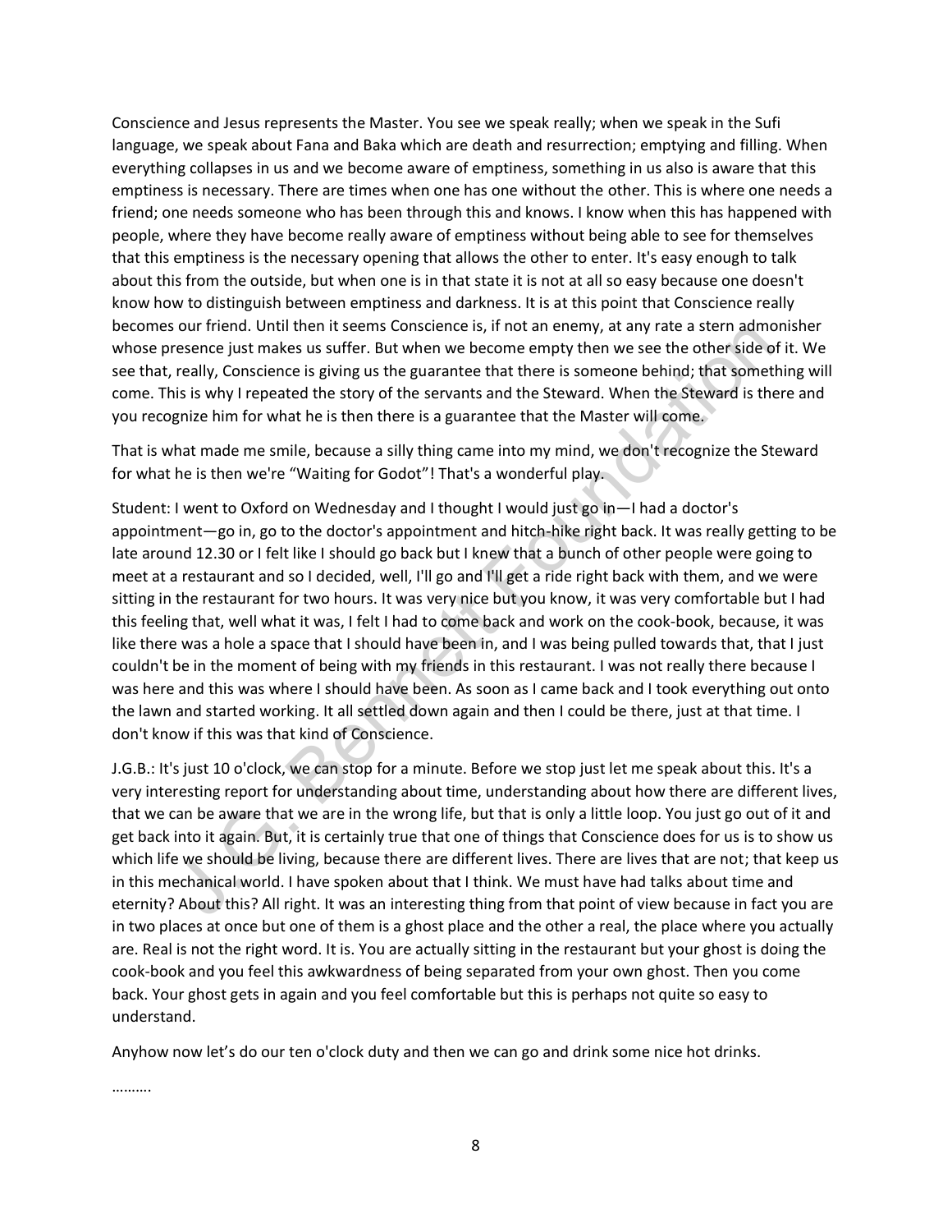Conscience and Jesus represents the Master. You see we speak really; when we speak in the Sufi language, we speak about Fana and Baka which are death and resurrection; emptying and filling. When everything collapses in us and we become aware of emptiness, something in us also is aware that this emptiness is necessary. There are times when one has one without the other. This is where one needs a friend; one needs someone who has been through this and knows. I know when this has happened with people, where they have become really aware of emptiness without being able to see for themselves that this emptiness is the necessary opening that allows the other to enter. It's easy enough to talk about this from the outside, but when one is in that state it is not at all so easy because one doesn't know how to distinguish between emptiness and darkness. It is at this point that Conscience really becomes our friend. Until then it seems Conscience is, if not an enemy, at any rate a stern admonisher whose presence just makes us suffer. But when we become empty then we see the other side of it. We see that, really, Conscience is giving us the guarantee that there is someone behind; that something will come. This is why I repeated the story of the servants and the Steward. When the Steward is there and you recognize him for what he is then there is a guarantee that the Master will come.

That is what made me smile, because a silly thing came into my mind, we don't recognize the Steward for what he is then we're "Waiting for Godot"! That's a wonderful play.

Student: I went to Oxford on Wednesday and I thought I would just go in—I had a doctor's appointment—go in, go to the doctor's appointment and hitch-hike right back. It was really getting to be late around 12.30 or I felt like I should go back but I knew that a bunch of other people were going to meet at a restaurant and so I decided, well, I'll go and I'll get a ride right back with them, and we were sitting in the restaurant for two hours. It was very nice but you know, it was very comfortable but I had this feeling that, well what it was, I felt I had to come back and work on the cook-book, because, it was like there was a hole a space that I should have been in, and I was being pulled towards that, that I just couldn't be in the moment of being with my friends in this restaurant. I was not really there because I was here and this was where I should have been. As soon as I came back and I took everything out onto the lawn and started working. It all settled down again and then I could be there, just at that time. I don't know if this was that kind of Conscience.

J.G.B.: It's just 10 o'clock, we can stop for a minute. Before we stop just let me speak about this. It's a very interesting report for understanding about time, understanding about how there are different lives, that we can be aware that we are in the wrong life, but that is only a little loop. You just go out of it and get back into it again. But, it is certainly true that one of things that Conscience does for us is to show us which life we should be living, because there are different lives. There are lives that are not; that keep us in this mechanical world. I have spoken about that I think. We must have had talks about time and eternity? About this? All right. It was an interesting thing from that point of view because in fact you are in two places at once but one of them is a ghost place and the other a real, the place where you actually are. Real is not the right word. It is. You are actually sitting in the restaurant but your ghost is doing the cook-book and you feel this awkwardness of being separated from your own ghost. Then you come back. Your ghost gets in again and you feel comfortable but this is perhaps not quite so easy to understand.

Anyhow now let's do our ten o'clock duty and then we can go and drink some nice hot drinks.

……….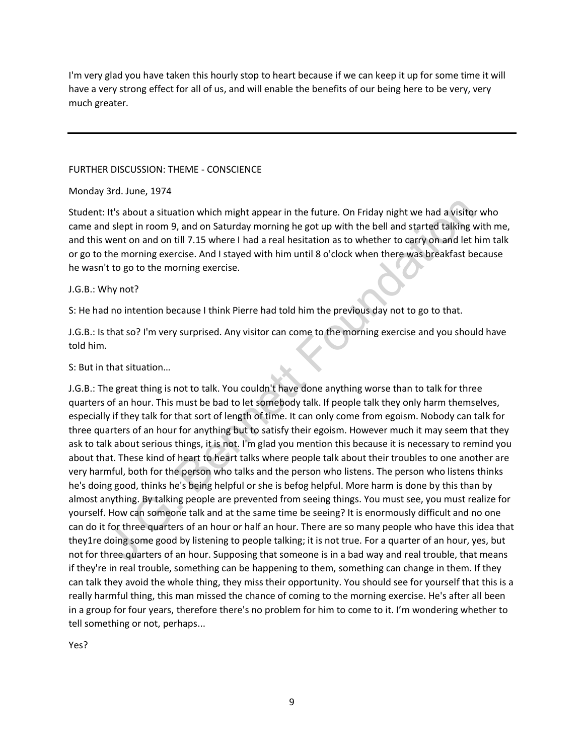I'm very glad you have taken this hourly stop to heart because if we can keep it up for some time it will have a very strong effect for all of us, and will enable the benefits of our being here to be very, very much greater.

---

FURTHER DISCUSSION: THEME - CONSCIENCE

Monday 3rd. June, 1974

Student: It's about a situation which might appear in the future. On Friday night we had a visitor who came and slept in room 9, and on Saturday morning he got up with the bell and started talking with me, and this went on and on till 7.15 where I had a real hesitation as to whether to carry on and let him talk or go to the morning exercise. And I stayed with him until 8 o'clock when there was breakfast because he wasn't to go to the morning exercise.

J.G.B.: Why not?

S: He had no intention because I think Pierre had told him the previous day not to go to that.

J.G.B.: Is that so? I'm very surprised. Any visitor can come to the morning exercise and you should have told him.

S: But in that situation…

J.G.B.: The great thing is not to talk. You couldn't have done anything worse than to talk for three quarters of an hour. This must be bad to let somebody talk. If people talk they only harm themselves, especially if they talk for that sort of length of time. It can only come from egoism. Nobody can talk for three quarters of an hour for anything but to satisfy their egoism. However much it may seem that they ask to talk about serious things, it is not. I'm glad you mention this because it is necessary to remind you about that. These kind of heart to heart talks where people talk about their troubles to one another are very harmful, both for the person who talks and the person who listens. The person who listens thinks he's doing good, thinks he's being helpful or she is befog helpful. More harm is done by this than by almost anything. By talking people are prevented from seeing things. You must see, you must realize for yourself. How can someone talk and at the same time be seeing? It is enormously difficult and no one can do it for three quarters of an hour or half an hour. There are so many people who have this idea that they1re doing some good by listening to people talking; it is not true. For a quarter of an hour, yes, but not for three quarters of an hour. Supposing that someone is in a bad way and real trouble, that means if they're in real trouble, something can be happening to them, something can change in them. If they can talk they avoid the whole thing, they miss their opportunity. You should see for yourself that this is a really harmful thing, this man missed the chance of coming to the morning exercise. He's after all been in a group for four years, therefore there's no problem for him to come to it. I'm wondering whether to tell something or not, perhaps...

Yes?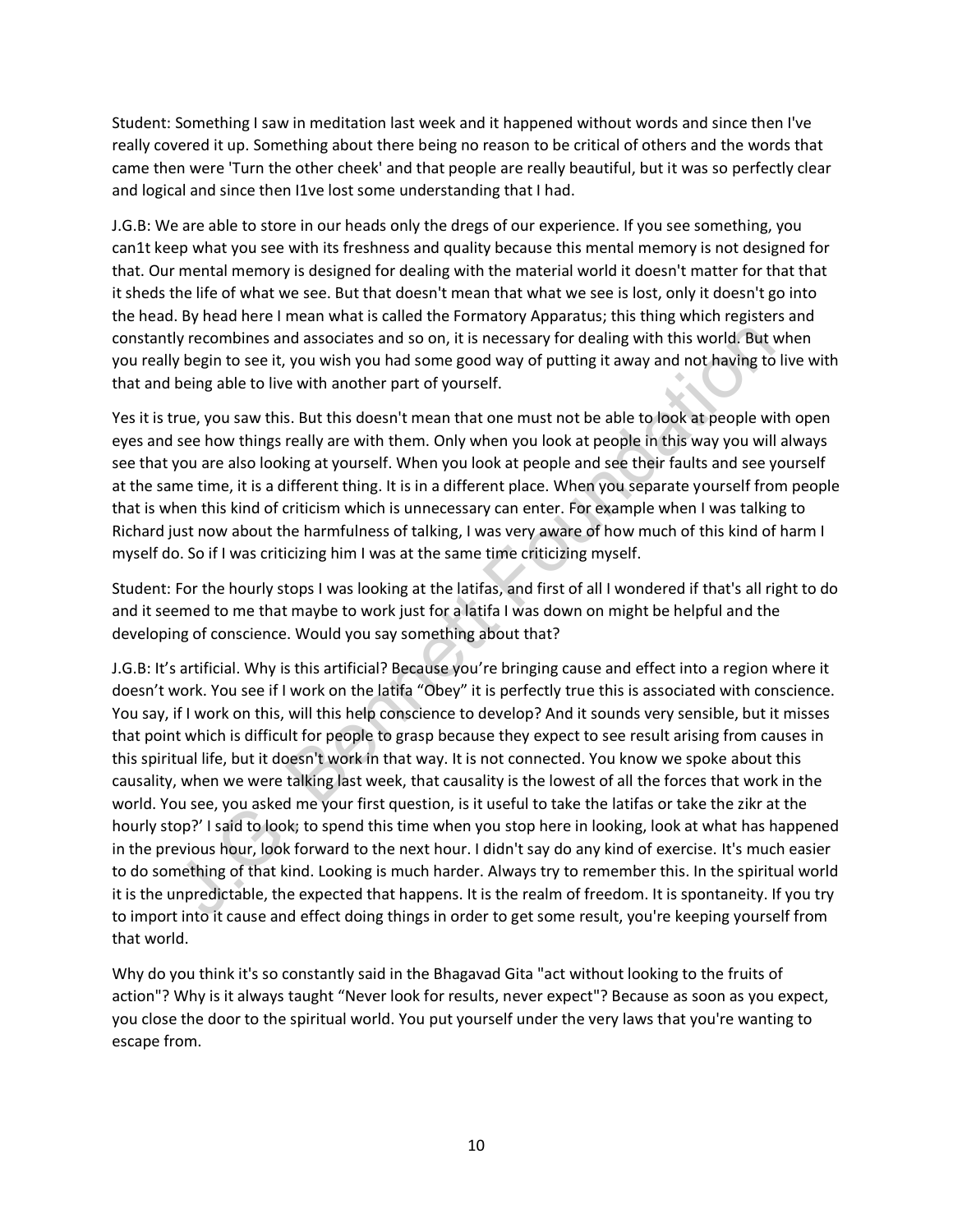Student: Something I saw in meditation last week and it happened without words and since then I've really covered it up. Something about there being no reason to be critical of others and the words that came then were 'Turn the other cheek' and that people are really beautiful, but it was so perfectly clear and logical and since then I1ve lost some understanding that I had.

J.G.B: We are able to store in our heads only the dregs of our experience. If you see something, you can1t keep what you see with its freshness and quality because this mental memory is not designed for that. Our mental memory is designed for dealing with the material world it doesn't matter for that that it sheds the life of what we see. But that doesn't mean that what we see is lost, only it doesn't go into the head. By head here I mean what is called the Formatory Apparatus; this thing which registers and constantly recombines and associates and so on, it is necessary for dealing with this world. But when you really begin to see it, you wish you had some good way of putting it away and not having to live with that and being able to live with another part of yourself.

Yes it is true, you saw this. But this doesn't mean that one must not be able to look at people with open eyes and see how things really are with them. Only when you look at people in this way you will always see that you are also looking at yourself. When you look at people and see their faults and see yourself at the same time, it is a different thing. It is in a different place. When you separate yourself from people that is when this kind of criticism which is unnecessary can enter. For example when I was talking to Richard just now about the harmfulness of talking, I was very aware of how much of this kind of harm I myself do. So if I was criticizing him I was at the same time criticizing myself.

Student: For the hourly stops I was looking at the latifas, and first of all I wondered if that's all right to do and it seemed to me that maybe to work just for a latifa I was down on might be helpful and the developing of conscience. Would you say something about that?

J.G.B: It's artificial. Why is this artificial? Because you're bringing cause and effect into a region where it doesn't work. You see if I work on the latifa "Obey" it is perfectly true this is associated with conscience. You say, if I work on this, will this help conscience to develop? And it sounds very sensible, but it misses that point which is difficult for people to grasp because they expect to see result arising from causes in this spiritual life, but it doesn't work in that way. It is not connected. You know we spoke about this causality, when we were talking last week, that causality is the lowest of all the forces that work in the world. You see, you asked me your first question, is it useful to take the latifas or take the zikr at the hourly stop?' I said to look; to spend this time when you stop here in looking, look at what has happened in the previous hour, look forward to the next hour. I didn't say do any kind of exercise. It's much easier to do something of that kind. Looking is much harder. Always try to remember this. In the spiritual world it is the unpredictable, the expected that happens. It is the realm of freedom. It is spontaneity. If you try to import into it cause and effect doing things in order to get some result, you're keeping yourself from that world.

Why do you think it's so constantly said in the Bhagavad Gita "act without looking to the fruits of action"? Why is it always taught "Never look for results, never expect"? Because as soon as you expect, you close the door to the spiritual world. You put yourself under the very laws that you're wanting to escape from.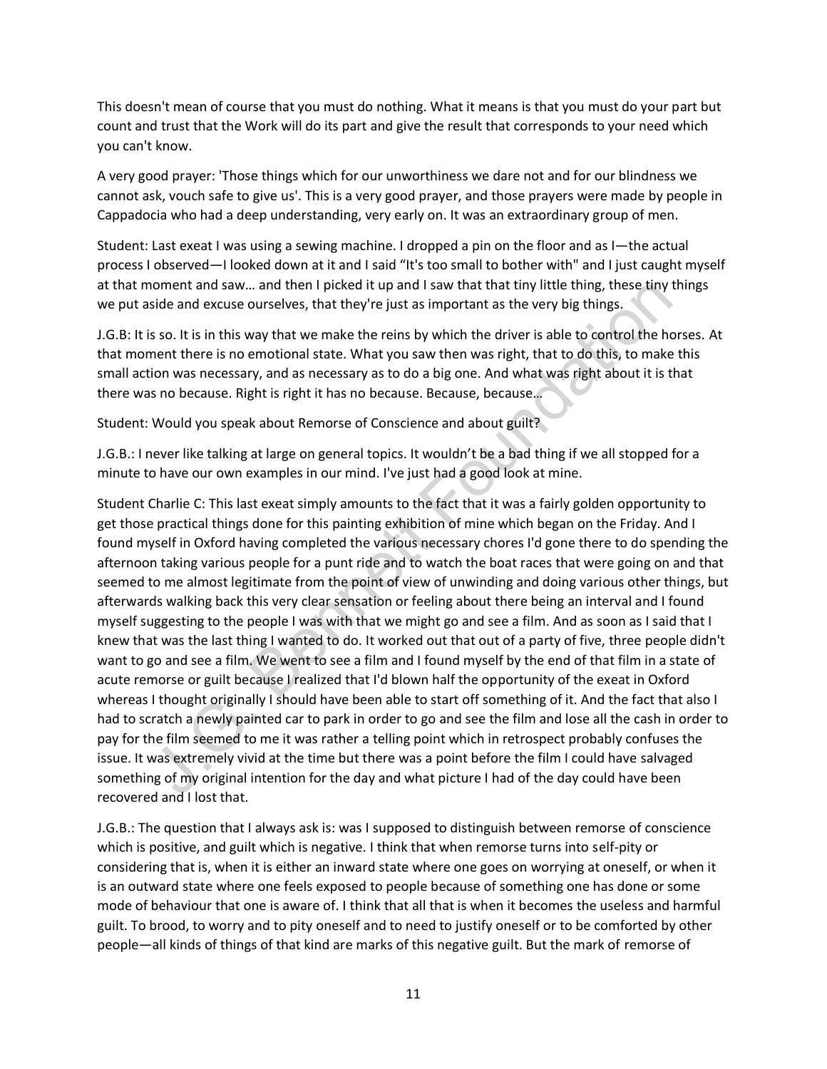This doesn't mean of course that you must do nothing. What it means is that you must do your part but count and trust that the Work will do its part and give the result that corresponds to your need which you can't know.

A very good prayer: 'Those things which for our unworthiness we dare not and for our blindness we cannot ask, vouch safe to give us'. This is a very good prayer, and those prayers were made by people in Cappadocia who had a deep understanding, very early on. It was an extraordinary group of men.

Student: Last exeat I was using a sewing machine. I dropped a pin on the floor and as I—the actual process I observed—I looked down at it and I said "It's too small to bother with" and I just caught myself at that moment and saw… and then I picked it up and I saw that that tiny little thing, these tiny things we put aside and excuse ourselves, that they're just as important as the very big things.

J.G.B: It is so. It is in this way that we make the reins by which the driver is able to control the horses. At that moment there is no emotional state. What you saw then was right, that to do this, to make this small action was necessary, and as necessary as to do a big one. And what was right about it is that there was no because. Right is right it has no because. Because, because…

Student: Would you speak about Remorse of Conscience and about guilt?

J.G.B.: I never like talking at large on general topics. It wouldn't be a bad thing if we all stopped for a minute to have our own examples in our mind. I've just had a good look at mine.

Student Charlie C: This last exeat simply amounts to the fact that it was a fairly golden opportunity to get those practical things done for this painting exhibition of mine which began on the Friday. And I found myself in Oxford having completed the various necessary chores I'd gone there to do spending the afternoon taking various people for a punt ride and to watch the boat races that were going on and that seemed to me almost legitimate from the point of view of unwinding and doing various other things, but afterwards walking back this very clear sensation or feeling about there being an interval and I found myself suggesting to the people I was with that we might go and see a film. And as soon as I said that I knew that was the last thing I wanted to do. It worked out that out of a party of five, three people didn't want to go and see a film. We went to see a film and I found myself by the end of that film in a state of acute remorse or guilt because I realized that I'd blown half the opportunity of the exeat in Oxford whereas I thought originally I should have been able to start off something of it. And the fact that also I had to scratch a newly painted car to park in order to go and see the film and lose all the cash in order to pay for the film seemed to me it was rather a telling point which in retrospect probably confuses the issue. It was extremely vivid at the time but there was a point before the film I could have salvaged something of my original intention for the day and what picture I had of the day could have been recovered and I lost that.

J.G.B.: The question that I always ask is: was I supposed to distinguish between remorse of conscience which is positive, and guilt which is negative. I think that when remorse turns into self-pity or considering that is, when it is either an inward state where one goes on worrying at oneself, or when it is an outward state where one feels exposed to people because of something one has done or some mode of behaviour that one is aware of. I think that all that is when it becomes the useless and harmful guilt. To brood, to worry and to pity oneself and to need to justify oneself or to be comforted by other people—all kinds of things of that kind are marks of this negative guilt. But the mark of remorse of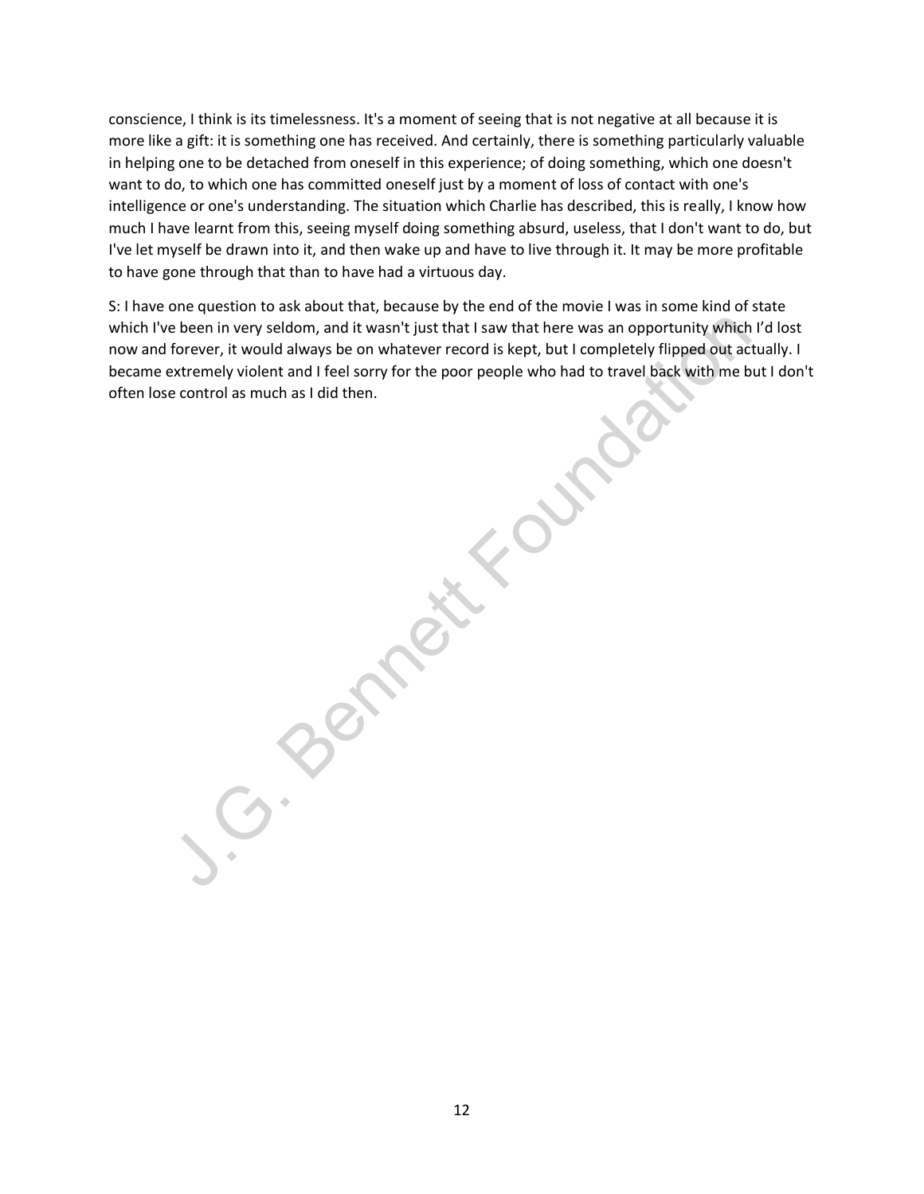conscience, I think is its timelessness. It's a moment of seeing that is not negative at all because it is more like a gift: it is something one has received. And certainly, there is something particularly valuable in helping one to be detached from oneself in this experience; of doing something, which one doesn't want to do, to which one has committed oneself just by a moment of loss of contact with one's intelligence or one's understanding. The situation which Charlie has described, this is really, I know how much I have learnt from this, seeing myself doing something absurd, useless, that I don't want to do, but I've let myself be drawn into it, and then wake up and have to live through it. It may be more profitable to have gone through that than to have had a virtuous day.

S: I have one question to ask about that, because by the end of the movie I was in some kind of state which I've been in very seldom, and it wasn't just that I saw that here was an opportunity which I'd lost now and forever, it would always be on whatever record is kept, but I completely flipped out actually. I became extremely violent and I feel sorry for the poor people who had to travel back with me but I don't often lose control as much as I did then.